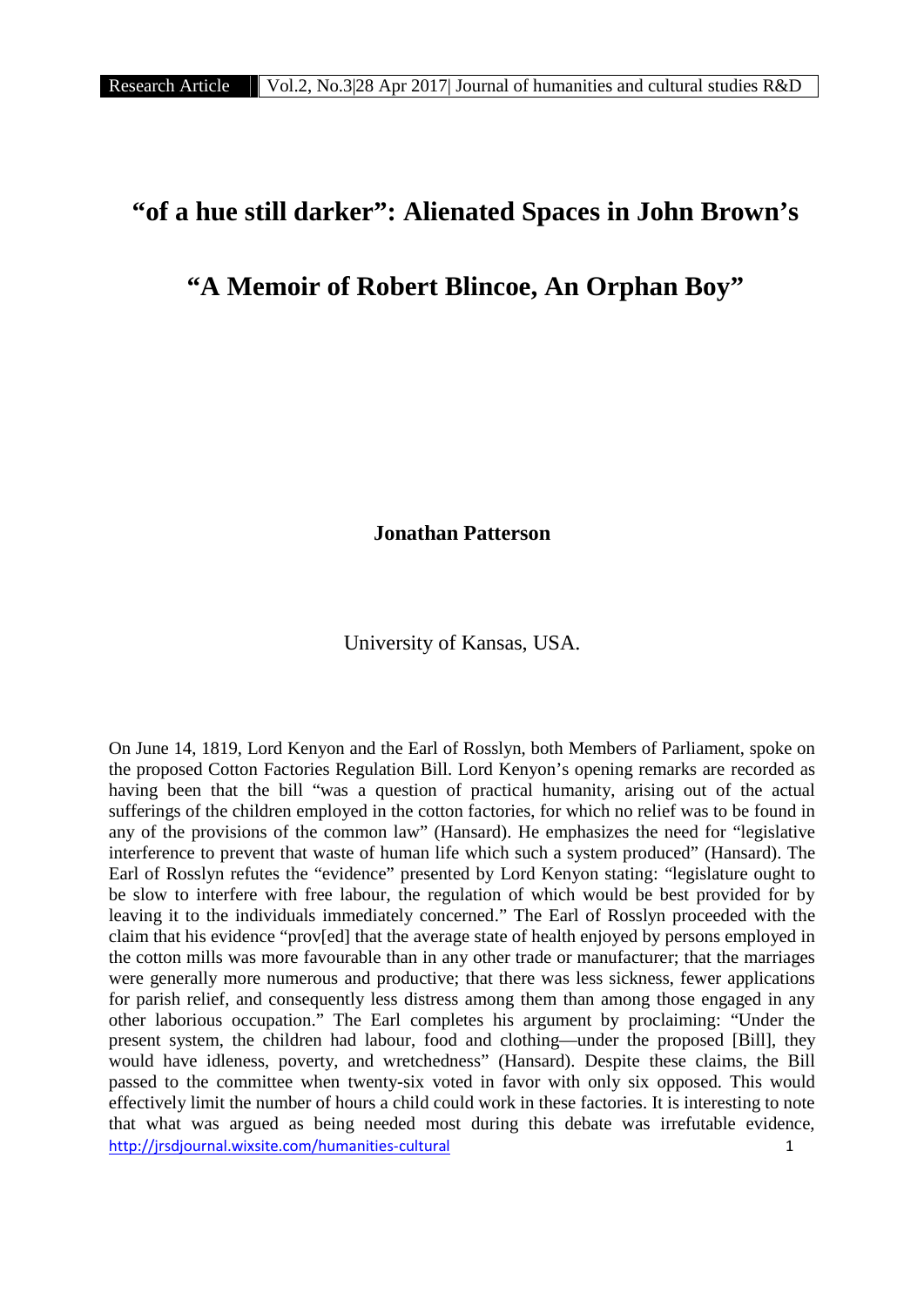# "of a hue still darker": Alienated Spaces in John Brown's "A Memoir of Robert Blincoe, An Orphan Boy"

**Jonathan Patterson**

University of Kansas, USA.

On June 14, 1819, Lord Kenyon and the Earl of Rosslyn, both Members of Parliament, spoke on the proposed Cotton Factories Regulation Bill. Lord Kenyon's opening remarks are recorded as having been that the bill "was a question of practical humanity, arising out of the actual sufferings of the children employed in the cotton factories, for which no relief was to be found in any of the provisions of the common law" (Hansard). He emphasizes the need for "legislative interference to prevent that waste of human life which such a system produced" (Hansard). The Earl of Rosslyn refutes the "evidence" presented by Lord Kenyon stating: "legislature ought to be slow to interfere with free labour, the regulation of which would be best provided for by leaving it to the individuals immediately concerned." The Earl of Rosslyn proceeded with the claim that his evidence "prov[ed] that the average state of health enjoyed by persons employed in the cotton mills was more favourable than in any other trade or manufacturer; that the marriages were generally more numerous and productive; that there was less sickness, fewer applications for parish relief, and consequently less distress among them than among those engaged in any other laborious occupation." The Earl completes his argument by proclaiming: "Under the present system, the children had labour, food and clothing—under the proposed [Bill], they would have idleness, poverty, and wretchedness" (Hansard). Despite these claims, the Bill passed to the committee when twenty-six voted in favor with only six opposed. This would effectively limit the number of hours a child could work in these factories. It is interesting to note that what was argued as being needed most during this debate was irrefutable evidence,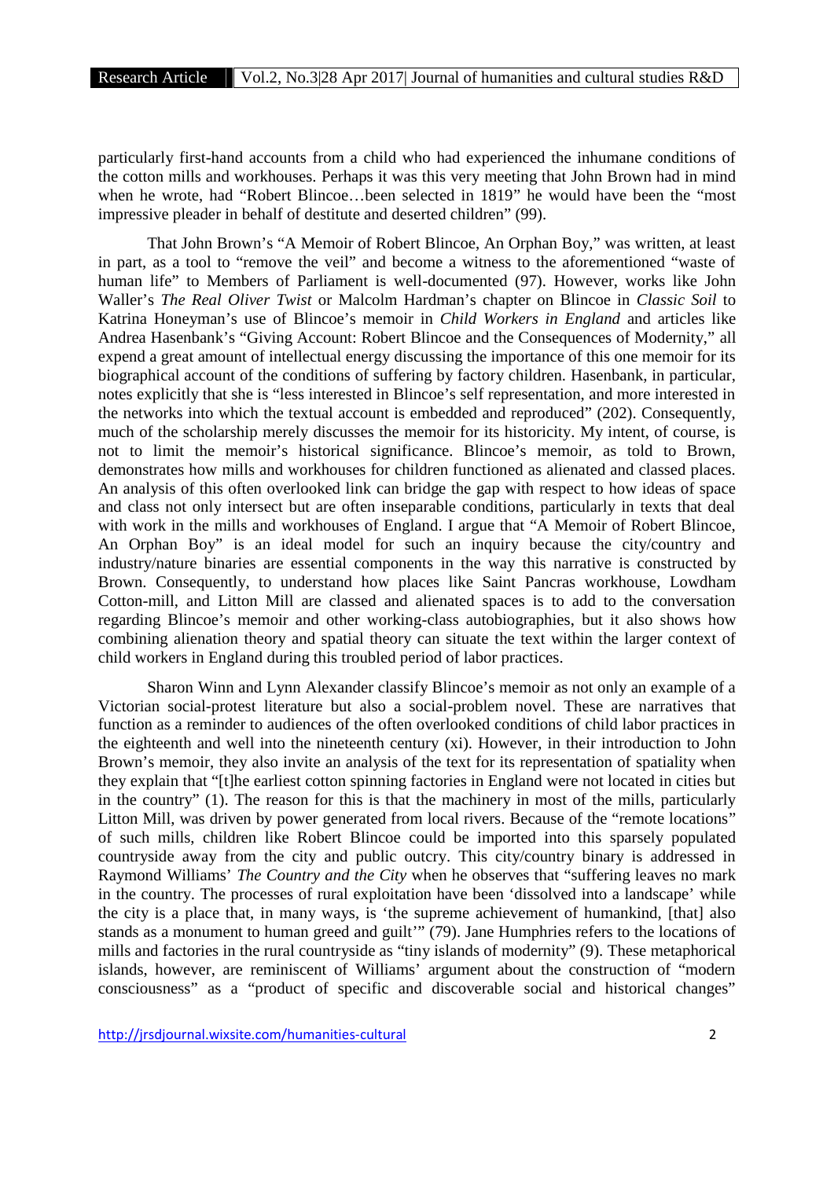particularly first-hand accounts from a child who had experienced the inhumane conditions of the cotton mills and workhouses. Perhaps it was this very meeting that John Brown had in mind when he wrote, had "Robert Blincoe…been selected in 1819" he would have been the "most impressive pleader in behalf of destitute and deserted children" (99).

That John Brown's "A Memoir of Robert Blincoe, An Orphan Boy," was written, at least in part, as a tool to "remove the veil" and become a witness to the aforementioned "waste of human life" to Members of Parliament is well-documented (97). However, works like John Waller's *The Real Oliver Twist* or Malcolm Hardman's chapter on Blincoe in *Classic Soil* to Katrina Honeyman's use of Blincoe's memoir in *Child Workers in England* and articles like Andrea Hasenbank's "Giving Account: Robert Blincoe and the Consequences of Modernity," all expend a great amount of intellectual energy discussing the importance of this one memoir for its biographical account of the conditions of suffering by factory children. Hasenbank, in particular, notes explicitly that she is "less interested in Blincoe's self representation, and more interested in the networks into which the textual account is embedded and reproduced" (202). Consequently, much of the scholarship merely discusses the memoir for its historicity. My intent, of course, is not to limit the memoir's historical significance. Blincoe's memoir, as told to Brown, demonstrates how mills and workhouses for children functioned as alienated and classed places. An analysis of this often overlooked link can bridge the gap with respect to how ideas of space and class not only intersect but are often inseparable conditions, particularly in texts that deal with work in the mills and workhouses of England. I argue that "A Memoir of Robert Blincoe, An Orphan Boy" is an ideal model for such an inquiry because the city/country and industry/nature binaries are essential components in the way this narrative is constructed by Brown. Consequently, to understand how places like Saint Pancras workhouse, Lowdham Cotton-mill, and Litton Mill are classed and alienated spaces is to add to the conversation regarding Blincoe's memoir and other working-class autobiographies, but it also shows how combining alienation theory and spatial theory can situate the text within the larger context of child workers in England during this troubled period of labor practices.

Sharon Winn and Lynn Alexander classify Blincoe's memoir as not only an example of a Victorian social-protest literature but also a social-problem novel. These are narratives that function as a reminder to audiences of the often overlooked conditions of child labor practices in the eighteenth and well into the nineteenth century (xi). However, in their introduction to John Brown's memoir, they also invite an analysis of the text for its representation of spatiality when they explain that "[t]he earliest cotton spinning factories in England were not located in cities but in the country" (1). The reason for this is that the machinery in most of the mills, particularly Litton Mill, was driven by power generated from local rivers. Because of the "remote locations" of such mills, children like Robert Blincoe could be imported into this sparsely populated countryside away from the city and public outcry. This city/country binary is addressed in Raymond Williams' *The Country and the City* when he observes that "suffering leaves no mark in the country. The processes of rural exploitation have been 'dissolved into a landscape' while the city is a place that, in many ways, is 'the supreme achievement of humankind, [that] also stands as a monument to human greed and guilt'" (79). Jane Humphries refers to the locations of mills and factories in the rural countryside as "tiny islands of modernity" (9). These metaphorical islands, however, are reminiscent of Williams' argument about the construction of "modern consciousness" as a "product of specific and discoverable social and historical changes"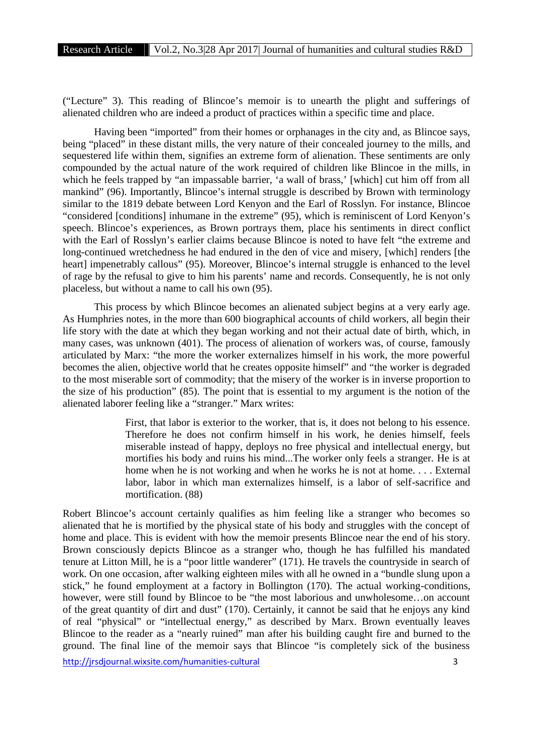("Lecture" 3). This reading of Blincoe's memoir is to unearth the plight and sufferings of alienated children who are indeed a product of practices within a specific time and place.

Having been "imported" from their homes or orphanages in the city and, as Blincoe says, being "placed" in these distant mills, the very nature of their concealed journey to the mills, and sequestered life within them, signifies an extreme form of alienation. These sentiments are only compounded by the actual nature of the work required of children like Blincoe in the mills, in which he feels trapped by "an impassable barrier, 'a wall of brass,' [which] cut him off from all mankind" (96). Importantly, Blincoe's internal struggle is described by Brown with terminology similar to the 1819 debate between Lord Kenyon and the Earl of Rosslyn. For instance, Blincoe "considered [conditions] inhumane in the extreme" (95), which is reminiscent of Lord Kenyon's speech. Blincoe's experiences, as Brown portrays them, place his sentiments in direct conflict with the Earl of Rosslyn's earlier claims because Blincoe is noted to have felt "the extreme and long-continued wretchedness he had endured in the den of vice and misery, [which] renders [the heart] impenetrably callous" (95). Moreover, Blincoe's internal struggle is enhanced to the level of rage by the refusal to give to him his parents' name and records. Consequently, he is not only placeless, but without a name to call his own (95).

This process by which Blincoe becomes an alienated subject begins at a very early age. As Humphries notes, in the more than 600 biographical accounts of child workers, all begin their life story with the date at which they began working and not their actual date of birth, which, in many cases, was unknown (401). The process of alienation of workers was, of course, famously articulated by Marx: "the more the worker externalizes himself in his work, the more powerful becomes the alien, objective world that he creates opposite himself" and "the worker is degraded to the most miserable sort of commodity; that the misery of the worker is in inverse proportion to the size of his production" (85). The point that is essential to my argument is the notion of the alienated laborer feeling like a "stranger." Marx writes:

> First, that labor is exterior to the worker, that is, it does not belong to his essence. Therefore he does not confirm himself in his work, he denies himself, feels miserable instead of happy, deploys no free physical and intellectual energy, but mortifies his body and ruins his mind...The worker only feels a stranger. He is at home when he is not working and when he works he is not at home. . . . External labor, labor in which man externalizes himself, is a labor of self-sacrifice and mortification. (88)

Robert Blincoe's account certainly qualifies as him feeling like a stranger who becomes so alienated that he is mortified by the physical state of his body and struggles with the concept of home and place. This is evident with how the memoir presents Blincoe near the end of his story. Brown consciously depicts Blincoe as a stranger who, though he has fulfilled his mandated tenure at Litton Mill, he is a "poor little wanderer" (171). He travels the countryside in search of work. On one occasion, after walking eighteen miles with all he owned in a "bundle slung upon a stick," he found employment at a factory in Bollington (170). The actual working-conditions, however, were still found by Blincoe to be "the most laborious and unwholesome…on account of the great quantity of dirt and dust" (170). Certainly, it cannot be said that he enjoys any kind of real "physical" or "intellectual energy," as described by Marx. Brown eventually leaves Blincoe to the reader as a "nearly ruined" man after his building caught fire and burned to the ground. The final line of the memoir says that Blincoe "is completely sick of the business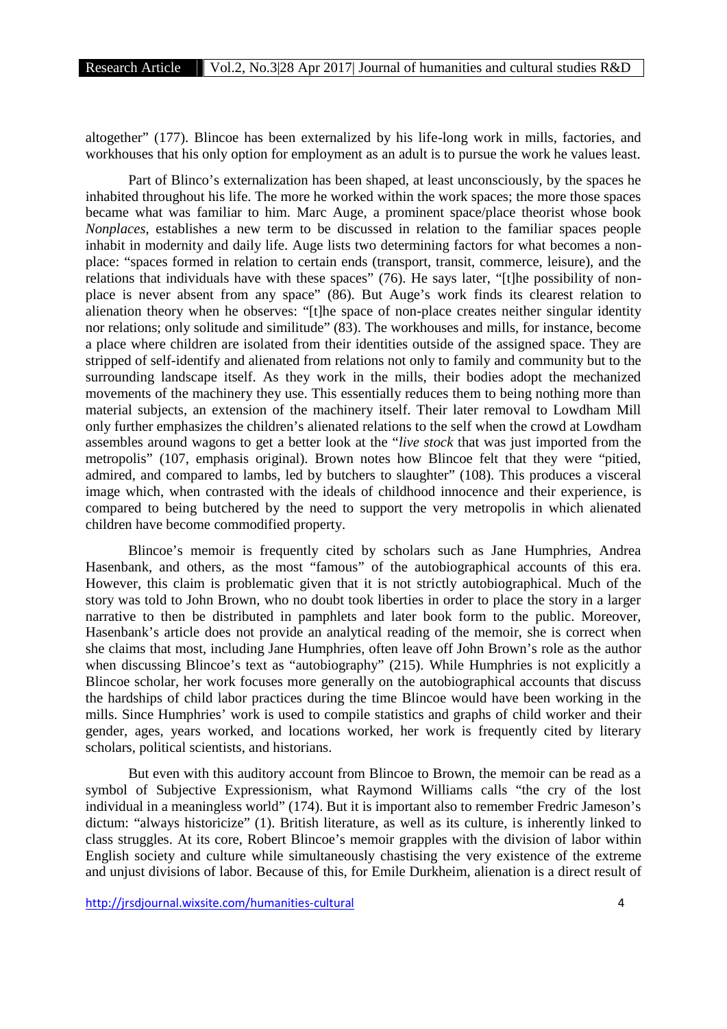altogether" (177). Blincoe has been externalized by his life-long work in mills, factories, and workhouses that his only option for employment as an adult is to pursue the work he values least.

Part of Blinco's externalization has been shaped, at least unconsciously, by the spaces he inhabited throughout his life. The more he worked within the work spaces; the more those spaces became what was familiar to him. Marc Auge, a prominent space/place theorist whose book *Nonplaces*, establishes a new term to be discussed in relation to the familiar spaces people inhabit in modernity and daily life. Auge lists two determining factors for what becomes a non-place: "spaces formed in relation to certain ends (transport, transit, commerce, leisure), and the relations that individuals have with these spaces" (76). He says later, "[t]he possibility of non-place is never absent from any space" (86). But Auge's work finds its clearest relation to alienation theory when he observes: "[t]he space of non-place creates neither singular identity nor relations; only solitude and similitude" (83). The workhouses and mills, for instance, become a place where children are isolated from their identities outside of the assigned space. They are stripped of self-identify and alienated from relations not only to family and community but to the surrounding landscape itself. As they work in the mills, their bodies adopt the mechanized movements of the machinery they use. This essentially reduces them to being nothing more than material subjects, an extension of the machinery itself. Their later removal to Lowdham Mill only further emphasizes the children's alienated relations to the self when the crowd at Lowdham assembles around wagons to get a better look at the "*live stock* that was just imported from the metropolis" (107, emphasis original). Brown notes how Blincoe felt that they were "pitied, admired, and compared to lambs, led by butchers to slaughter" (108). This produces a visceral image which, when contrasted with the ideals of childhood innocence and their experience, is compared to being butchered by the need to support the very metropolis in which alienated children have become commodified property.

Blincoe's memoir is frequently cited by scholars such as Jane Humphries, Andrea Hasenbank, and others, as the most "famous" of the autobiographical accounts of this era. However, this claim is problematic given that it is not strictly autobiographical. Much of the story was told to John Brown, who no doubt took liberties in order to place the story in a larger narrative to then be distributed in pamphlets and later book form to the public. Moreover, Hasenbank's article does not provide an analytical reading of the memoir, she is correct when she claims that most, including Jane Humphries, often leave off John Brown's role as the author when discussing Blincoe's text as "autobiography" (215). While Humphries is not explicitly a Blincoe scholar, her work focuses more generally on the autobiographical accounts that discuss the hardships of child labor practices during the time Blincoe would have been working in the mills. Since Humphries' work is used to compile statistics and graphs of child worker and their gender, ages, years worked, and locations worked, her work is frequently cited by literary scholars, political scientists, and historians.

But even with this auditory account from Blincoe to Brown, the memoir can be read as a symbol of Subjective Expressionism, what Raymond Williams calls "the cry of the lost individual in a meaningless world" (174). But it is important also to remember Fredric Jameson's dictum: "always historicize" (1). British literature, as well as its culture, is inherently linked to class struggles. At its core, Robert Blincoe's memoir grapples with the division of labor within English society and culture while simultaneously chastising the very existence of the extreme and unjust divisions of labor. Because of this, for Emile Durkheim, alienation is a direct result of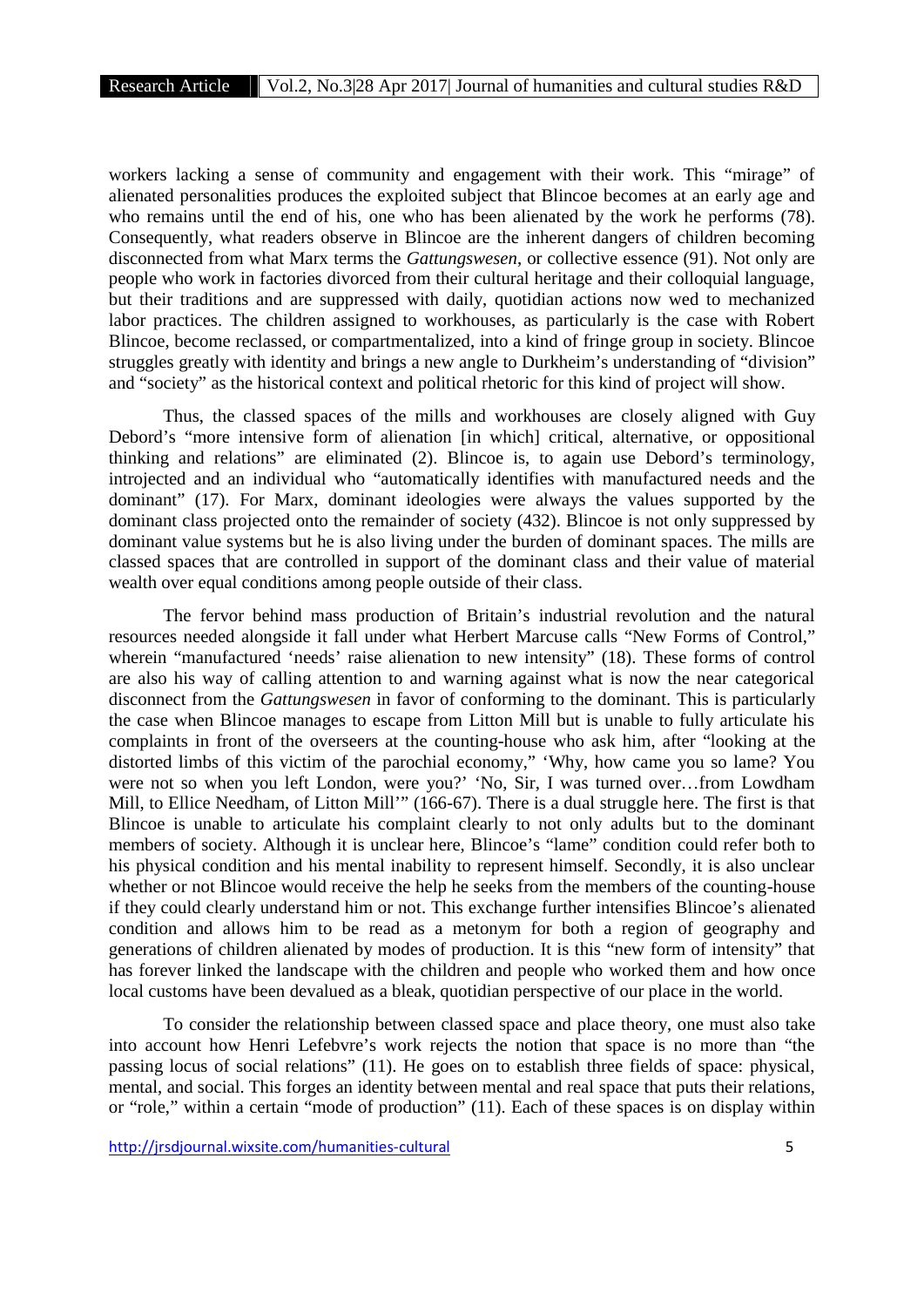workers lacking a sense of community and engagement with their work. This "mirage" of alienated personalities produces the exploited subject that Blincoe becomes at an early age and who remains until the end of his, one who has been alienated by the work he performs (78). Consequently, what readers observe in Blincoe are the inherent dangers of children becoming disconnected from what Marx terms the *Gattungswesen*, or collective essence (91). Not only are people who work in factories divorced from their cultural heritage and their colloquial language, but their traditions and are suppressed with daily, quotidian actions now wed to mechanized labor practices. The children assigned to workhouses, as particularly is the case with Robert Blincoe, become reclassed, or compartmentalized, into a kind of fringe group in society. Blincoe struggles greatly with identity and brings a new angle to Durkheim's understanding of "division" and "society" as the historical context and political rhetoric for this kind of project will show.

Thus, the classed spaces of the mills and workhouses are closely aligned with Guy Debord's "more intensive form of alienation [in which] critical, alternative, or oppositional thinking and relations" are eliminated (2). Blincoe is, to again use Debord's terminology, introjected and an individual who "automatically identifies with manufactured needs and the dominant" (17). For Marx, dominant ideologies were always the values supported by the dominant class projected onto the remainder of society (432). Blincoe is not only suppressed by dominant value systems but he is also living under the burden of dominant spaces. The mills are classed spaces that are controlled in support of the dominant class and their value of material wealth over equal conditions among people outside of their class.

The fervor behind mass production of Britain's industrial revolution and the natural resources needed alongside it fall under what Herbert Marcuse calls "New Forms of Control," wherein "manufactured 'needs' raise alienation to new intensity" (18). These forms of control are also his way of calling attention to and warning against what is now the near categorical disconnect from the *Gattungswesen* in favor of conforming to the dominant. This is particularly the case when Blincoe manages to escape from Litton Mill but is unable to fully articulate his complaints in front of the overseers at the counting-house who ask him, after "looking at the distorted limbs of this victim of the parochial economy," 'Why, how came you so lame? You were not so when you left London, were you?' 'No, Sir, I was turned over…from Lowdham Mill, to Ellice Needham, of Litton Mill'" (166-67). There is a dual struggle here. The first is that Blincoe is unable to articulate his complaint clearly to not only adults but to the dominant members of society. Although it is unclear here, Blincoe's "lame" condition could refer both to his physical condition and his mental inability to represent himself. Secondly, it is also unclear whether or not Blincoe would receive the help he seeks from the members of the counting-house if they could clearly understand him or not. This exchange further intensifies Blincoe's alienated condition and allows him to be read as a metonym for both a region of geography and generations of children alienated by modes of production. It is this "new form of intensity" that has forever linked the landscape with the children and people who worked them and how once local customs have been devalued as a bleak, quotidian perspective of our place in the world.

To consider the relationship between classed space and place theory, one must also take into account how Henri Lefebvre's work rejects the notion that space is no more than "the passing locus of social relations" (11). He goes on to establish three fields of space: physical, mental, and social. This forges an identity between mental and real space that puts their relations, or "role," within a certain "mode of production" (11). Each of these spaces is on display within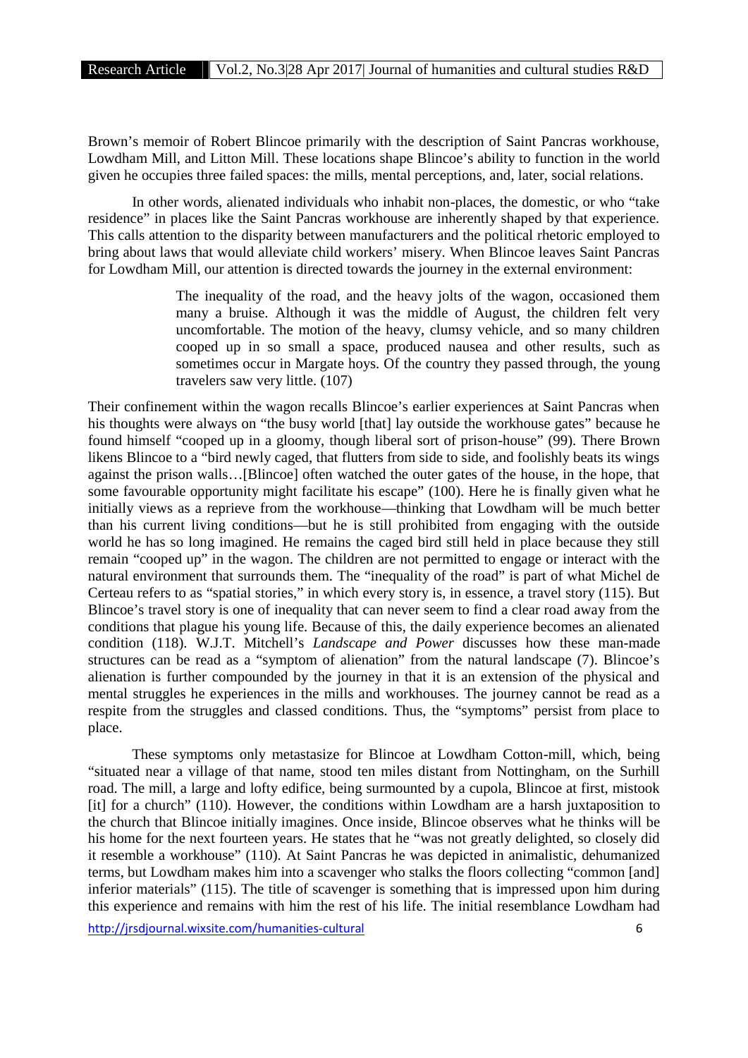Brown's memoir of Robert Blincoe primarily with the description of Saint Pancras workhouse, Lowdham Mill, and Litton Mill. These locations shape Blincoe's ability to function in the world given he occupies three failed spaces: the mills, mental perceptions, and, later, social relations.

In other words, alienated individuals who inhabit non-places, the domestic, or who "take residence" in places like the Saint Pancras workhouse are inherently shaped by that experience. This calls attention to the disparity between manufacturers and the political rhetoric employed to bring about laws that would alleviate child workers' misery. When Blincoe leaves Saint Pancras for Lowdham Mill, our attention is directed towards the journey in the external environment:

> The inequality of the road, and the heavy jolts of the wagon, occasioned them many a bruise. Although it was the middle of August, the children felt very uncomfortable. The motion of the heavy, clumsy vehicle, and so many children cooped up in so small a space, produced nausea and other results, such as sometimes occur in Margate hoys. Of the country they passed through, the young travelers saw very little. (107)

Their confinement within the wagon recalls Blincoe's earlier experiences at Saint Pancras when his thoughts were always on "the busy world [that] lay outside the workhouse gates" because he found himself "cooped up in a gloomy, though liberal sort of prison-house" (99). There Brown likens Blincoe to a "bird newly caged, that flutters from side to side, and foolishly beats its wings against the prison walls…[Blincoe] often watched the outer gates of the house, in the hope, that some favourable opportunity might facilitate his escape" (100). Here he is finally given what he initially views as a reprieve from the workhouse—thinking that Lowdham will be much better than his current living conditions—but he is still prohibited from engaging with the outside world he has so long imagined. He remains the caged bird still held in place because they still remain "cooped up" in the wagon. The children are not permitted to engage or interact with the natural environment that surrounds them. The "inequality of the road" is part of what Michel de Certeau refers to as "spatial stories," in which every story is, in essence, a travel story (115). But Blincoe's travel story is one of inequality that can never seem to find a clear road away from the conditions that plague his young life. Because of this, the daily experience becomes an alienated condition (118). W.J.T. Mitchell's *Landscape and Power* discusses how these man-made structures can be read as a "symptom of alienation" from the natural landscape (7). Blincoe's alienation is further compounded by the journey in that it is an extension of the physical and mental struggles he experiences in the mills and workhouses. The journey cannot be read as a respite from the struggles and classed conditions. Thus, the "symptoms" persist from place to place.

These symptoms only metastasize for Blincoe at Lowdham Cotton-mill, which, being "situated near a village of that name, stood ten miles distant from Nottingham, on the Surhill road. The mill, a large and lofty edifice, being surmounted by a cupola, Blincoe at first, mistook [it] for a church" (110). However, the conditions within Lowdham are a harsh juxtaposition to the church that Blincoe initially imagines. Once inside, Blincoe observes what he thinks will be his home for the next fourteen years. He states that he "was not greatly delighted, so closely did it resemble a workhouse" (110). At Saint Pancras he was depicted in animalistic, dehumanized terms, but Lowdham makes him into a scavenger who stalks the floors collecting "common [and] inferior materials" (115). The title of scavenger is something that is impressed upon him during this experience and remains with him the rest of his life. The initial resemblance Lowdham had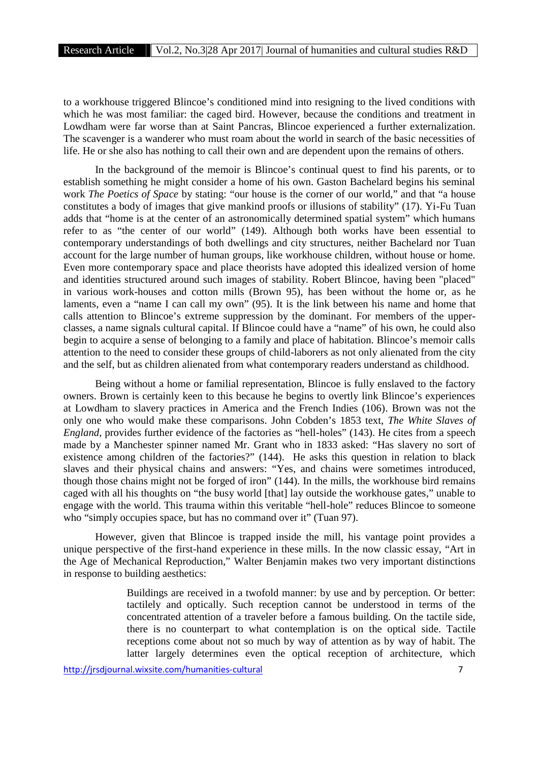to a workhouse triggered Blincoe's conditioned mind into resigning to the lived conditions with which he was most familiar: the caged bird. However, because the conditions and treatment in Lowdham were far worse than at Saint Pancras, Blincoe experienced a further externalization. The scavenger is a wanderer who must roam about the world in search of the basic necessities of life. He or she also has nothing to call their own and are dependent upon the remains of others.

In the background of the memoir is Blincoe's continual quest to find his parents, or to establish something he might consider a home of his own. Gaston Bachelard begins his seminal work *The Poetics of Space* by stating: "our house is the corner of our world," and that "a house constitutes a body of images that give mankind proofs or illusions of stability" (17). Yi-Fu Tuan adds that "home is at the center of an astronomically determined spatial system" which humans refer to as "the center of our world" (149). Although both works have been essential to contemporary understandings of both dwellings and city structures, neither Bachelard nor Tuan account for the large number of human groups, like workhouse children, without house or home. Even more contemporary space and place theorists have adopted this idealized version of home and identities structured around such images of stability. Robert Blincoe, having been "placed" in various work-houses and cotton mills (Brown 95), has been without the home or, as he laments, even a "name I can call my own" (95). It is the link between his name and home that calls attention to Blincoe's extreme suppression by the dominant. For members of the upper-classes, a name signals cultural capital. If Blincoe could have a "name" of his own, he could also begin to acquire a sense of belonging to a family and place of habitation. Blincoe's memoir calls attention to the need to consider these groups of child-laborers as not only alienated from the city and the self, but as children alienated from what contemporary readers understand as childhood.

Being without a home or familial representation, Blincoe is fully enslaved to the factory owners. Brown is certainly keen to this because he begins to overtly link Blincoe's experiences at Lowdham to slavery practices in America and the French Indies (106). Brown was not the only one who would make these comparisons. John Cobden's 1853 text, *The White Slaves of England*, provides further evidence of the factories as "hell-holes" (143). He cites from a speech made by a Manchester spinner named Mr. Grant who in 1833 asked: "Has slavery no sort of existence among children of the factories?" (144). He asks this question in relation to black slaves and their physical chains and answers: "Yes, and chains were sometimes introduced, though those chains might not be forged of iron" (144). In the mills, the workhouse bird remains caged with all his thoughts on "the busy world [that] lay outside the workhouse gates," unable to engage with the world. This trauma within this veritable "hell-hole" reduces Blincoe to someone who "simply occupies space, but has no command over it" (Tuan 97).

However, given that Blincoe is trapped inside the mill, his vantage point provides a unique perspective of the first-hand experience in these mills. In the now classic essay, "Art in the Age of Mechanical Reproduction," Walter Benjamin makes two very important distinctions in response to building aesthetics:

> Buildings are received in a twofold manner: by use and by perception. Or better: tactilely and optically. Such reception cannot be understood in terms of the concentrated attention of a traveler before a famous building. On the tactile side, there is no counterpart to what contemplation is on the optical side. Tactile receptions come about not so much by way of attention as by way of habit. The latter largely determines even the optical reception of architecture, which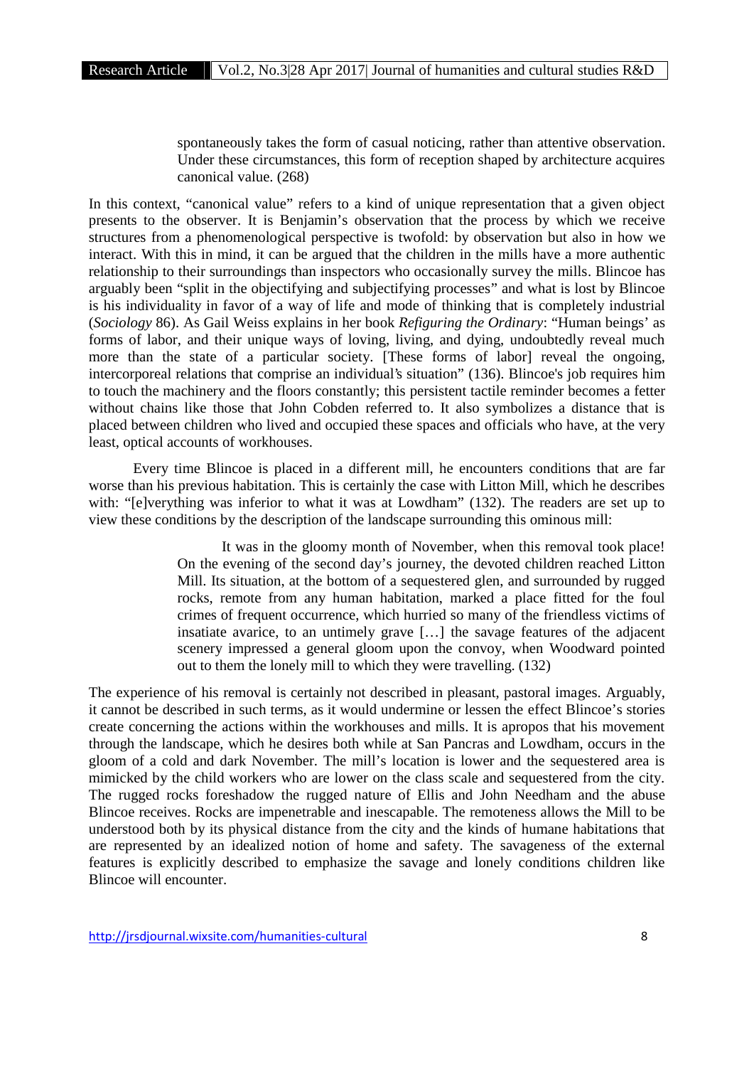> spontaneously takes the form of casual noticing, rather than attentive observation. Under these circumstances, this form of reception shaped by architecture acquires canonical value. (268)

In this context, "canonical value" refers to a kind of unique representation that a given object presents to the observer. It is Benjamin's observation that the process by which we receive structures from a phenomenological perspective is twofold: by observation but also in how we interact. With this in mind, it can be argued that the children in the mills have a more authentic relationship to their surroundings than inspectors who occasionally survey the mills. Blincoe has arguably been "split in the objectifying and subjectifying processes" and what is lost by Blincoe is his individuality in favor of a way of life and mode of thinking that is completely industrial (*Sociology* 86). As Gail Weiss explains in her book *Refiguring the Ordinary*: "Human beings' as forms of labor, and their unique ways of loving, living, and dying, undoubtedly reveal much more than the state of a particular society. [These forms of labor] reveal the ongoing, intercorporeal relations that comprise an individual's situation" (136). Blincoe's job requires him to touch the machinery and the floors constantly; this persistent tactile reminder becomes a fetter without chains like those that John Cobden referred to. It also symbolizes a distance that is placed between children who lived and occupied these spaces and officials who have, at the very least, optical accounts of workhouses.

Every time Blincoe is placed in a different mill, he encounters conditions that are far worse than his previous habitation. This is certainly the case with Litton Mill, which he describes with: "[e]verything was inferior to what it was at Lowdham" (132). The readers are set up to view these conditions by the description of the landscape surrounding this ominous mill:

> It was in the gloomy month of November, when this removal took place! On the evening of the second day's journey, the devoted children reached Litton Mill. Its situation, at the bottom of a sequestered glen, and surrounded by rugged rocks, remote from any human habitation, marked a place fitted for the foul crimes of frequent occurrence, which hurried so many of the friendless victims of insatiate avarice, to an untimely grave […] the savage features of the adjacent scenery impressed a general gloom upon the convoy, when Woodward pointed out to them the lonely mill to which they were travelling. (132)

The experience of his removal is certainly not described in pleasant, pastoral images. Arguably, it cannot be described in such terms, as it would undermine or lessen the effect Blincoe's stories create concerning the actions within the workhouses and mills. It is apropos that his movement through the landscape, which he desires both while at San Pancras and Lowdham, occurs in the gloom of a cold and dark November. The mill's location is lower and the sequestered area is mimicked by the child workers who are lower on the class scale and sequestered from the city. The rugged rocks foreshadow the rugged nature of Ellis and John Needham and the abuse Blincoe receives. Rocks are impenetrable and inescapable. The remoteness allows the Mill to be understood both by its physical distance from the city and the kinds of humane habitations that are represented by an idealized notion of home and safety. The savageness of the external features is explicitly described to emphasize the savage and lonely conditions children like Blincoe will encounter.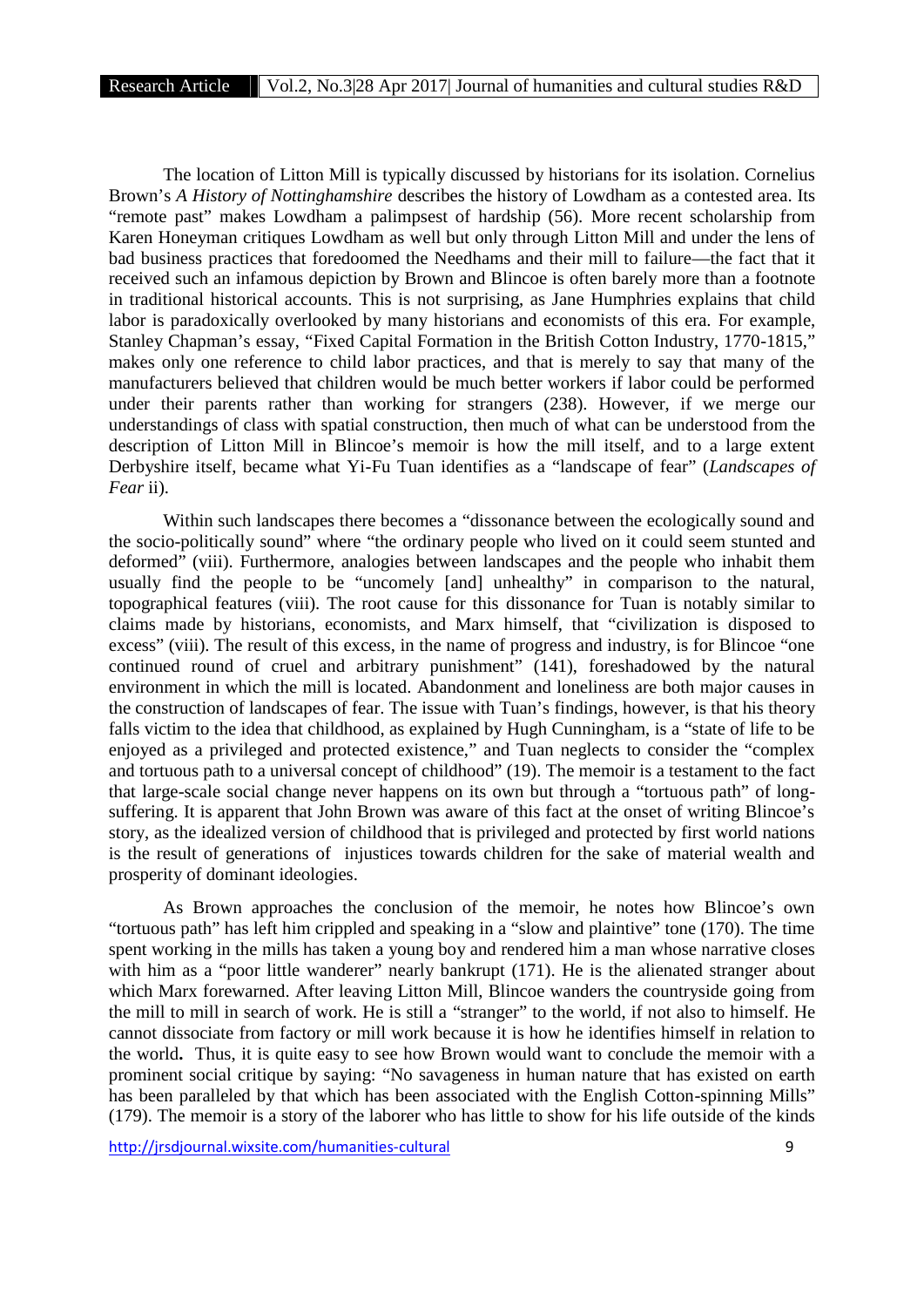The location of Litton Mill is typically discussed by historians for its isolation. Cornelius Brown's *A History of Nottinghamshire* describes the history of Lowdham as a contested area. Its "remote past" makes Lowdham a palimpsest of hardship (56). More recent scholarship from Karen Honeyman critiques Lowdham as well but only through Litton Mill and under the lens of bad business practices that foredoomed the Needhams and their mill to failure—the fact that it received such an infamous depiction by Brown and Blincoe is often barely more than a footnote in traditional historical accounts. This is not surprising, as Jane Humphries explains that child labor is paradoxically overlooked by many historians and economists of this era. For example, Stanley Chapman's essay, "Fixed Capital Formation in the British Cotton Industry, 1770-1815," makes only one reference to child labor practices, and that is merely to say that many of the manufacturers believed that children would be much better workers if labor could be performed under their parents rather than working for strangers (238). However, if we merge our understandings of class with spatial construction, then much of what can be understood from the description of Litton Mill in Blincoe's memoir is how the mill itself, and to a large extent Derbyshire itself, became what Yi-Fu Tuan identifies as a "landscape of fear" (*Landscapes of Fear* ii).

Within such landscapes there becomes a "dissonance between the ecologically sound and the socio-politically sound" where "the ordinary people who lived on it could seem stunted and deformed" (viii). Furthermore, analogies between landscapes and the people who inhabit them usually find the people to be "uncomely [and] unhealthy" in comparison to the natural, topographical features (viii). The root cause for this dissonance for Tuan is notably similar to claims made by historians, economists, and Marx himself, that "civilization is disposed to excess" (viii). The result of this excess, in the name of progress and industry, is for Blincoe "one continued round of cruel and arbitrary punishment" (141), foreshadowed by the natural environment in which the mill is located. Abandonment and loneliness are both major causes in the construction of landscapes of fear. The issue with Tuan's findings, however, is that his theory falls victim to the idea that childhood, as explained by Hugh Cunningham, is a "state of life to be enjoyed as a privileged and protected existence," and Tuan neglects to consider the "complex and tortuous path to a universal concept of childhood" (19). The memoir is a testament to the fact that large-scale social change never happens on its own but through a "tortuous path" of long-suffering. It is apparent that John Brown was aware of this fact at the onset of writing Blincoe's story, as the idealized version of childhood that is privileged and protected by first world nations is the result of generations of injustices towards children for the sake of material wealth and prosperity of dominant ideologies.

As Brown approaches the conclusion of the memoir, he notes how Blincoe's own "tortuous path" has left him crippled and speaking in a "slow and plaintive" tone (170). The time spent working in the mills has taken a young boy and rendered him a man whose narrative closes with him as a "poor little wanderer" nearly bankrupt (171). He is the alienated stranger about which Marx forewarned. After leaving Litton Mill, Blincoe wanders the countryside going from the mill to mill in search of work. He is still a "stranger" to the world, if not also to himself. He cannot dissociate from factory or mill work because it is how he identifies himself in relation to the world**.** Thus, it is quite easy to see how Brown would want to conclude the memoir with a prominent social critique by saying: "No savageness in human nature that has existed on earth has been paralleled by that which has been associated with the English Cotton-spinning Mills" (179). The memoir is a story of the laborer who has little to show for his life outside of the kinds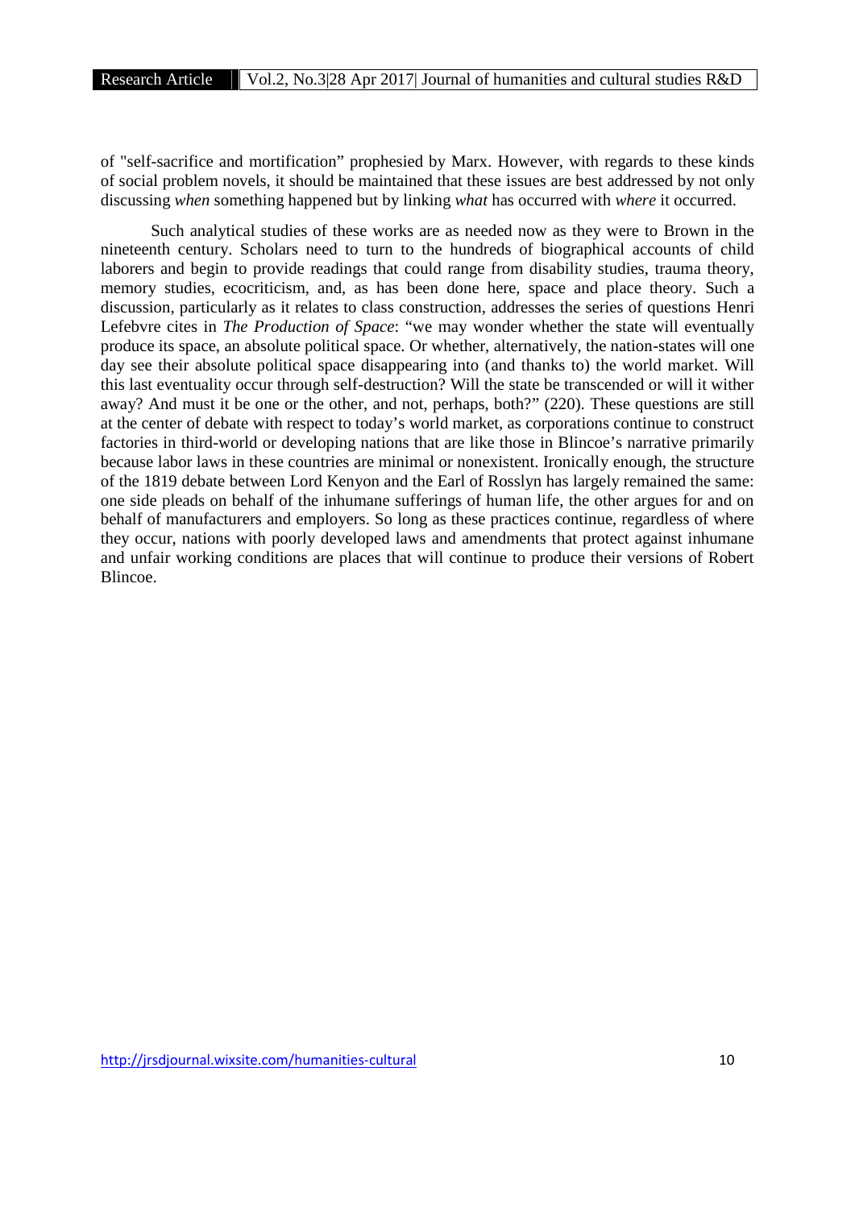of "self-sacrifice and mortification" prophesied by Marx. However, with regards to these kinds of social problem novels, it should be maintained that these issues are best addressed by not only discussing *when* something happened but by linking *what* has occurred with *where* it occurred.

Such analytical studies of these works are as needed now as they were to Brown in the nineteenth century. Scholars need to turn to the hundreds of biographical accounts of child laborers and begin to provide readings that could range from disability studies, trauma theory, memory studies, ecocriticism, and, as has been done here, space and place theory. Such a discussion, particularly as it relates to class construction, addresses the series of questions Henri Lefebvre cites in *The Production of Space*: "we may wonder whether the state will eventually produce its space, an absolute political space. Or whether, alternatively, the nation-states will one day see their absolute political space disappearing into (and thanks to) the world market. Will this last eventuality occur through self-destruction? Will the state be transcended or will it wither away? And must it be one or the other, and not, perhaps, both?" (220). These questions are still at the center of debate with respect to today's world market, as corporations continue to construct factories in third-world or developing nations that are like those in Blincoe's narrative primarily because labor laws in these countries are minimal or nonexistent. Ironically enough, the structure of the 1819 debate between Lord Kenyon and the Earl of Rosslyn has largely remained the same: one side pleads on behalf of the inhumane sufferings of human life, the other argues for and on behalf of manufacturers and employers. So long as these practices continue, regardless of where they occur, nations with poorly developed laws and amendments that protect against inhumane and unfair working conditions are places that will continue to produce their versions of Robert Blincoe.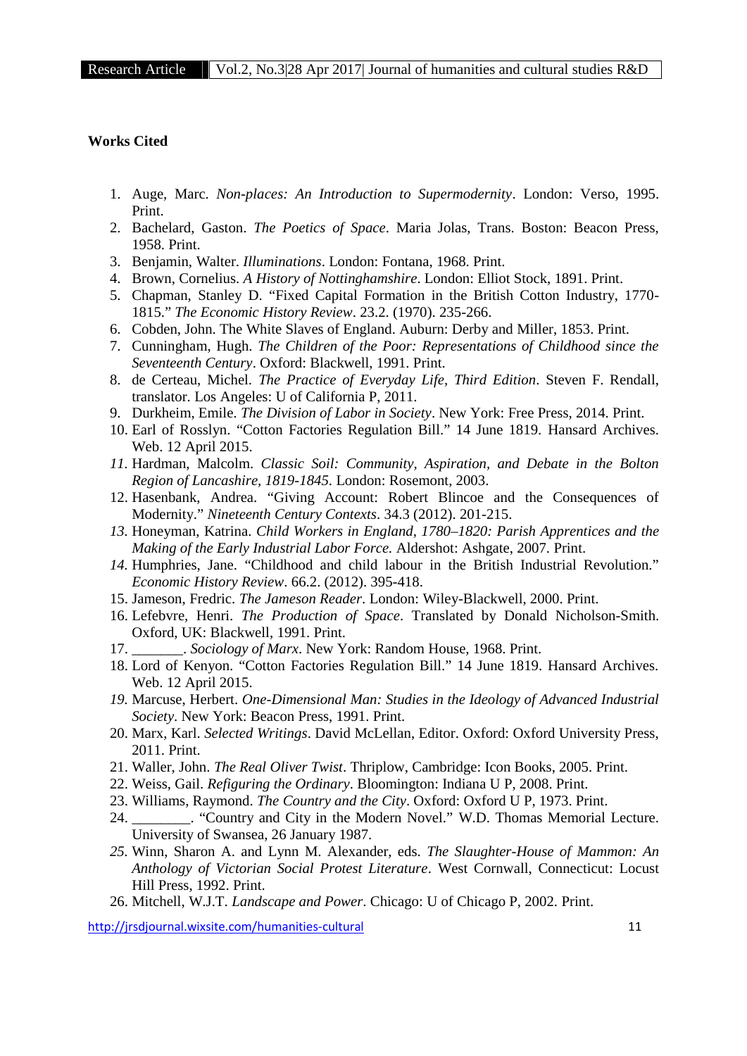**Works Cited**

1. Auge, Marc. *Non-places: An Introduction to Supermodernity*. London: Verso, 1995. Print.
2. Bachelard, Gaston. *The Poetics of Space*. Maria Jolas, Trans. Boston: Beacon Press, 1958. Print.
3. Benjamin, Walter. *Illuminations*. London: Fontana, 1968. Print.
4. Brown, Cornelius. *A History of Nottinghamshire*. London: Elliot Stock, 1891. Print.
5. Chapman, Stanley D. "Fixed Capital Formation in the British Cotton Industry, 1770-1815." *The Economic History Review*. 23.2. (1970). 235-266.
6. Cobden, John. The White Slaves of England. Auburn: Derby and Miller, 1853. Print.
7. Cunningham, Hugh. *The Children of the Poor: Representations of Childhood since the Seventeenth Century*. Oxford: Blackwell, 1991. Print.
8. de Certeau, Michel. *The Practice of Everyday Life, Third Edition*. Steven F. Rendall, translator. Los Angeles: U of California P, 2011.
9. Durkheim, Emile. *The Division of Labor in Society*. New York: Free Press, 2014. Print.
10. Earl of Rosslyn. "Cotton Factories Regulation Bill." 14 June 1819. Hansard Archives. Web. 12 April 2015.
11. Hardman, Malcolm. *Classic Soil: Community, Aspiration, and Debate in the Bolton Region of Lancashire, 1819-1845*. London: Rosemont, 2003.
12. Hasenbank, Andrea. "Giving Account: Robert Blincoe and the Consequences of Modernity." *Nineteenth Century Contexts*. 34.3 (2012). 201-215.
13. Honeyman, Katrina. *Child Workers in England, 1780–1820: Parish Apprentices and the Making of the Early Industrial Labor Force.* Aldershot: Ashgate, 2007. Print.
14. Humphries, Jane. "Childhood and child labour in the British Industrial Revolution." *Economic History Review*. 66.2. (2012). 395-418.
15. Jameson, Fredric. *The Jameson Reader*. London: Wiley-Blackwell, 2000. Print.
16. Lefebvre, Henri. *The Production of Space*. Translated by Donald Nicholson-Smith. Oxford, UK: Blackwell, 1991. Print.
17. _______. *Sociology of Marx*. New York: Random House, 1968. Print.
18. Lord of Kenyon. "Cotton Factories Regulation Bill." 14 June 1819. Hansard Archives. Web. 12 April 2015.
19. Marcuse, Herbert. *One-Dimensional Man: Studies in the Ideology of Advanced Industrial Society*. New York: Beacon Press, 1991. Print.
20. Marx, Karl. *Selected Writings*. David McLellan, Editor. Oxford: Oxford University Press, 2011. Print.
21. Waller, John. *The Real Oliver Twist*. Thriplow, Cambridge: Icon Books, 2005. Print.
22. Weiss, Gail. *Refiguring the Ordinary*. Bloomington: Indiana U P, 2008. Print.
23. Williams, Raymond. *The Country and the City*. Oxford: Oxford U P, 1973. Print.
24. ________. "Country and City in the Modern Novel." W.D. Thomas Memorial Lecture. University of Swansea, 26 January 1987.
25. Winn, Sharon A. and Lynn M. Alexander, eds. *The Slaughter-House of Mammon: An Anthology of Victorian Social Protest Literature*. West Cornwall, Connecticut: Locust Hill Press, 1992. Print.
26. Mitchell, W.J.T. *Landscape and Power*. Chicago: U of Chicago P, 2002. Print.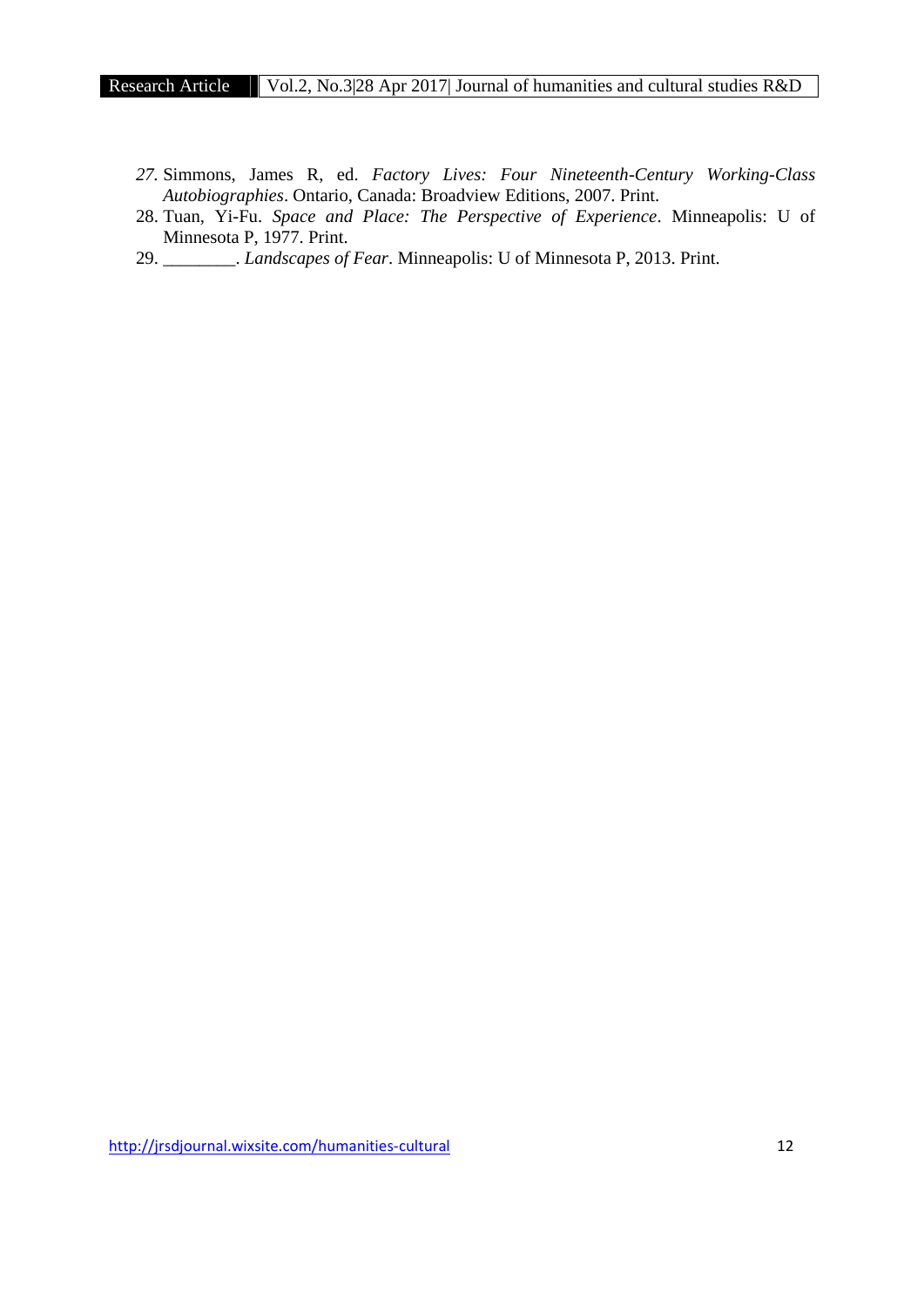27. Simmons, James R, ed. *Factory Lives: Four Nineteenth-Century Working-Class Autobiographies*. Ontario, Canada: Broadview Editions, 2007. Print.
28. Tuan, Yi-Fu. *Space and Place: The Perspective of Experience*. Minneapolis: U of Minnesota P, 1977. Print.
29. ________. *Landscapes of Fear*. Minneapolis: U of Minnesota P, 2013. Print.